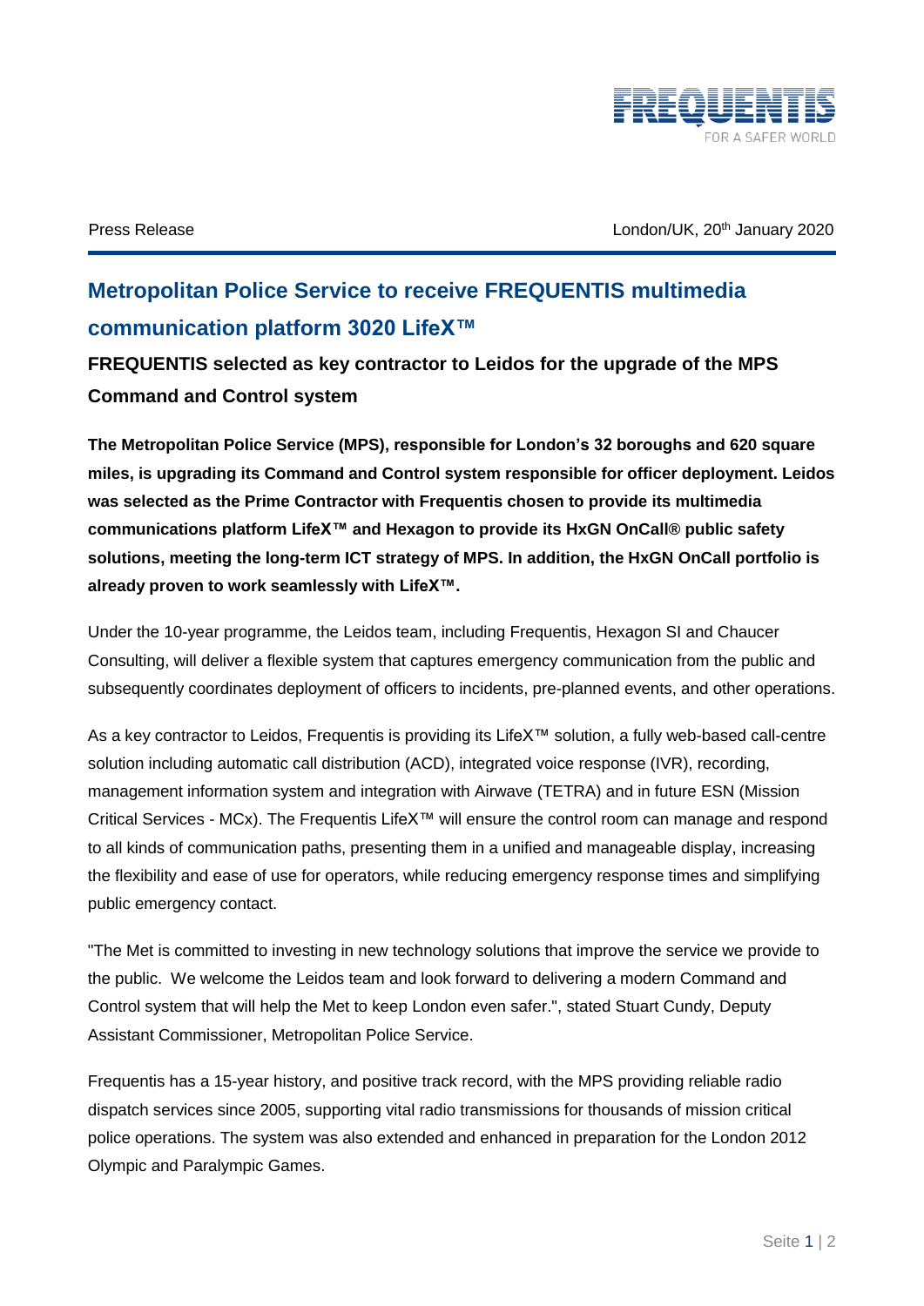Press Release

London/UK, 20th January 2020

# Metropolitan Police Service to receive FREQUENTIS multimedia communication platform 3020 LifeX™

## FREQUENTIS selected as key contractor to Leidos for the upgrade of the MPS Command and Control system

**The Metropolitan Police Service (MPS), responsible for London's 32 boroughs and 620 square miles, is upgrading its Command and Control system responsible for officer deployment. Leidos was selected as the Prime Contractor with Frequentis chosen to provide its multimedia communications platform LifeX™ and Hexagon to provide its HxGN OnCall® public safety solutions, meeting the long-term ICT strategy of MPS. In addition, the HxGN OnCall portfolio is already proven to work seamlessly with LifeX™.**

Under the 10-year programme, the Leidos team, including Frequentis, Hexagon SI and Chaucer Consulting, will deliver a flexible system that captures emergency communication from the public and subsequently coordinates deployment of officers to incidents, pre-planned events, and other operations.

As a key contractor to Leidos, Frequentis is providing its LifeX™ solution, a fully web-based call-centre solution including automatic call distribution (ACD), integrated voice response (IVR), recording, management information system and integration with Airwave (TETRA) and in future ESN (Mission Critical Services - MCx). The Frequentis LifeX™ will ensure the control room can manage and respond to all kinds of communication paths, presenting them in a unified and manageable display, increasing the flexibility and ease of use for operators, while reducing emergency response times and simplifying public emergency contact.

"The Met is committed to investing in new technology solutions that improve the service we provide to the public. We welcome the Leidos team and look forward to delivering a modern Command and Control system that will help the Met to keep London even safer.", stated Stuart Cundy, Deputy Assistant Commissioner, Metropolitan Police Service.

Frequentis has a 15-year history, and positive track record, with the MPS providing reliable radio dispatch services since 2005, supporting vital radio transmissions for thousands of mission critical police operations. The system was also extended and enhanced in preparation for the London 2012 Olympic and Paralympic Games.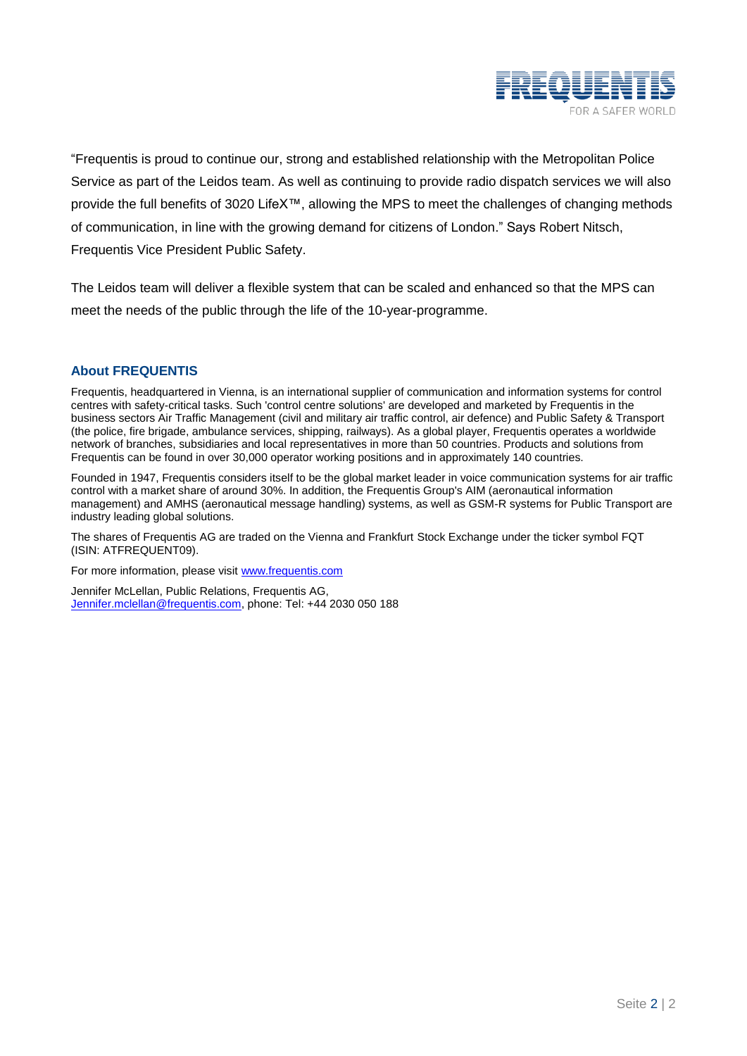"Frequentis is proud to continue our, strong and established relationship with the Metropolitan Police Service as part of the Leidos team. As well as continuing to provide radio dispatch services we will also provide the full benefits of 3020 LifeX™, allowing the MPS to meet the challenges of changing methods of communication, in line with the growing demand for citizens of London." Says Robert Nitsch, Frequentis Vice President Public Safety.

The Leidos team will deliver a flexible system that can be scaled and enhanced so that the MPS can meet the needs of the public through the life of the 10-year-programme.

## About FREQUENTIS

Frequentis, headquartered in Vienna, is an international supplier of communication and information systems for control centres with safety-critical tasks. Such 'control centre solutions' are developed and marketed by Frequentis in the business sectors Air Traffic Management (civil and military air traffic control, air defence) and Public Safety & Transport (the police, fire brigade, ambulance services, shipping, railways). As a global player, Frequentis operates a worldwide network of branches, subsidiaries and local representatives in more than 50 countries. Products and solutions from Frequentis can be found in over 30,000 operator working positions and in approximately 140 countries.

Founded in 1947, Frequentis considers itself to be the global market leader in voice communication systems for air traffic control with a market share of around 30%. In addition, the Frequentis Group's AIM (aeronautical information management) and AMHS (aeronautical message handling) systems, as well as GSM-R systems for Public Transport are industry leading global solutions.

The shares of Frequentis AG are traded on the Vienna and Frankfurt Stock Exchange under the ticker symbol FQT (ISIN: ATFREQUENT09).

For more information, please visit www.frequentis.com

Jennifer McLellan, Public Relations, Frequentis AG,
Jennifer.mclellan@frequentis.com, phone: Tel: +44 2030 050 188